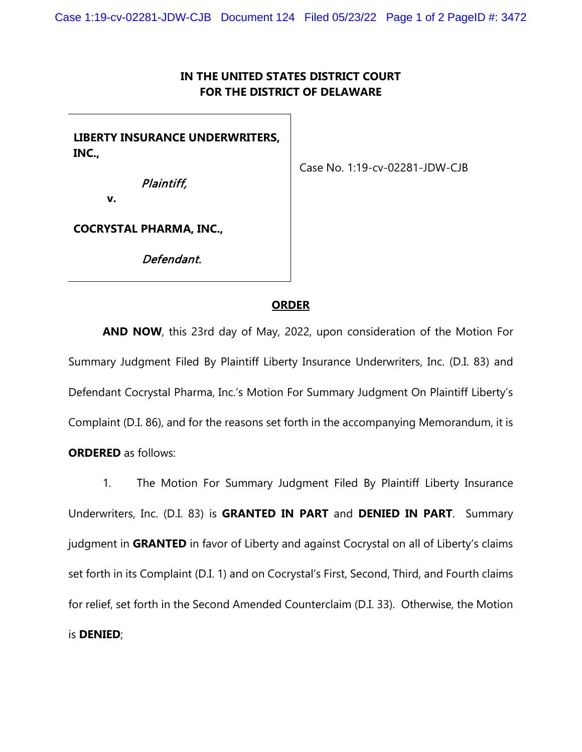**IN THE UNITED STATES DISTRICT COURT**
**FOR THE DISTRICT OF DELAWARE**

| | |
|---|---|
| **LIBERTY INSURANCE UNDERWRITERS, INC.,**<br><br>*Plaintiff,*<br><br>**v.**<br><br>**COCRYSTAL PHARMA, INC.,**<br><br>*Defendant.* | Case No. 1:19-cv-02281-JDW-CJB |

**ORDER**

**AND NOW**, this 23rd day of May, 2022, upon consideration of the Motion For Summary Judgment Filed By Plaintiff Liberty Insurance Underwriters, Inc. (D.I. 83) and Defendant Cocrystal Pharma, Inc.'s Motion For Summary Judgment On Plaintiff Liberty's Complaint (D.I. 86), and for the reasons set forth in the accompanying Memorandum, it is **ORDERED** as follows:

1. The Motion For Summary Judgment Filed By Plaintiff Liberty Insurance Underwriters, Inc. (D.I. 83) is **GRANTED IN PART** and **DENIED IN PART**. Summary judgment in **GRANTED** in favor of Liberty and against Cocrystal on all of Liberty's claims set forth in its Complaint (D.I. 1) and on Cocrystal's First, Second, Third, and Fourth claims for relief, set forth in the Second Amended Counterclaim (D.I. 33). Otherwise, the Motion is **DENIED**;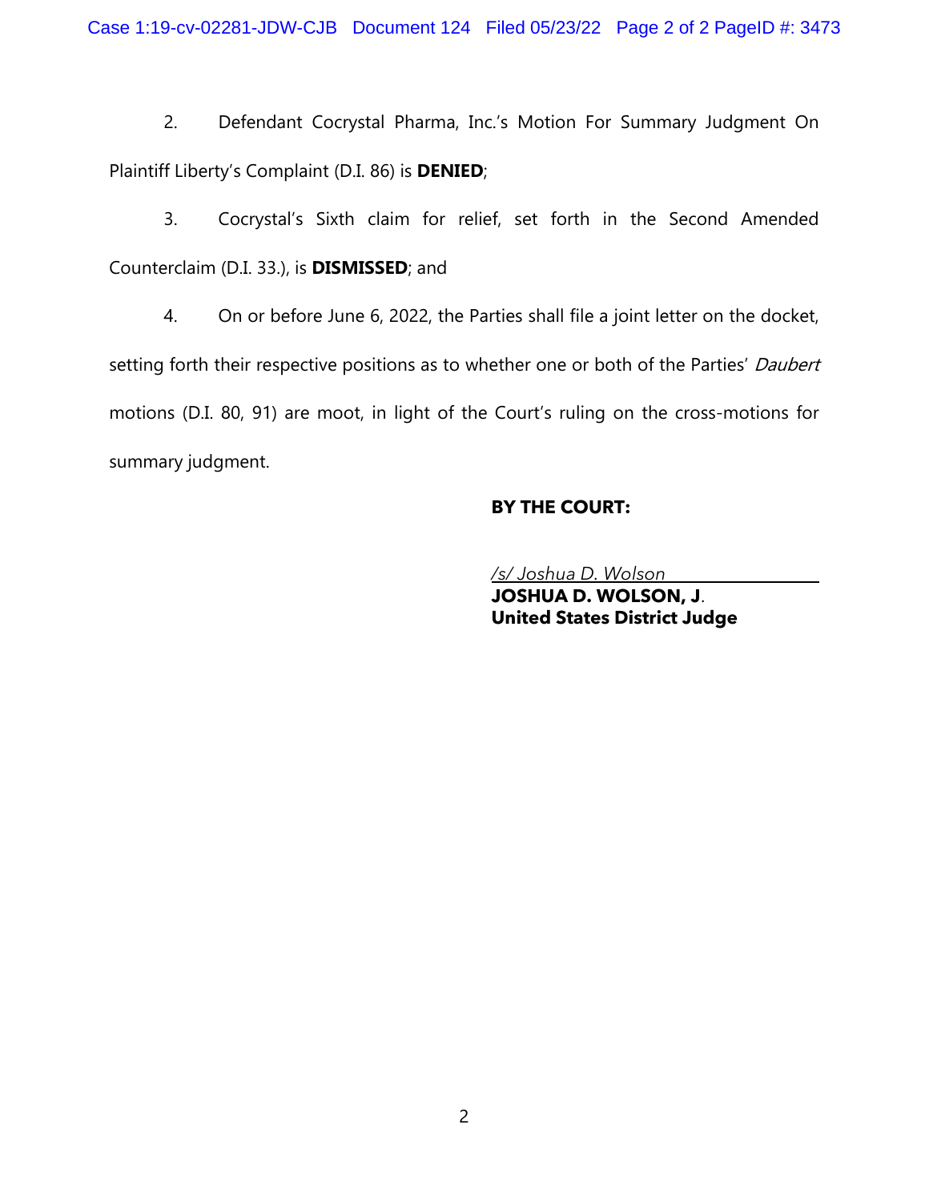2. Defendant Cocrystal Pharma, Inc.'s Motion For Summary Judgment On Plaintiff Liberty's Complaint (D.I. 86) is **DENIED**;

3. Cocrystal's Sixth claim for relief, set forth in the Second Amended Counterclaim (D.I. 33.), is **DISMISSED**; and

4. On or before June 6, 2022, the Parties shall file a joint letter on the docket, setting forth their respective positions as to whether one or both of the Parties' *Daubert* motions (D.I. 80, 91) are moot, in light of the Court's ruling on the cross-motions for summary judgment.

**BY THE COURT:**

*/s/ Joshua D. Wolson*
**JOSHUA D. WOLSON, J.**
**United States District Judge**